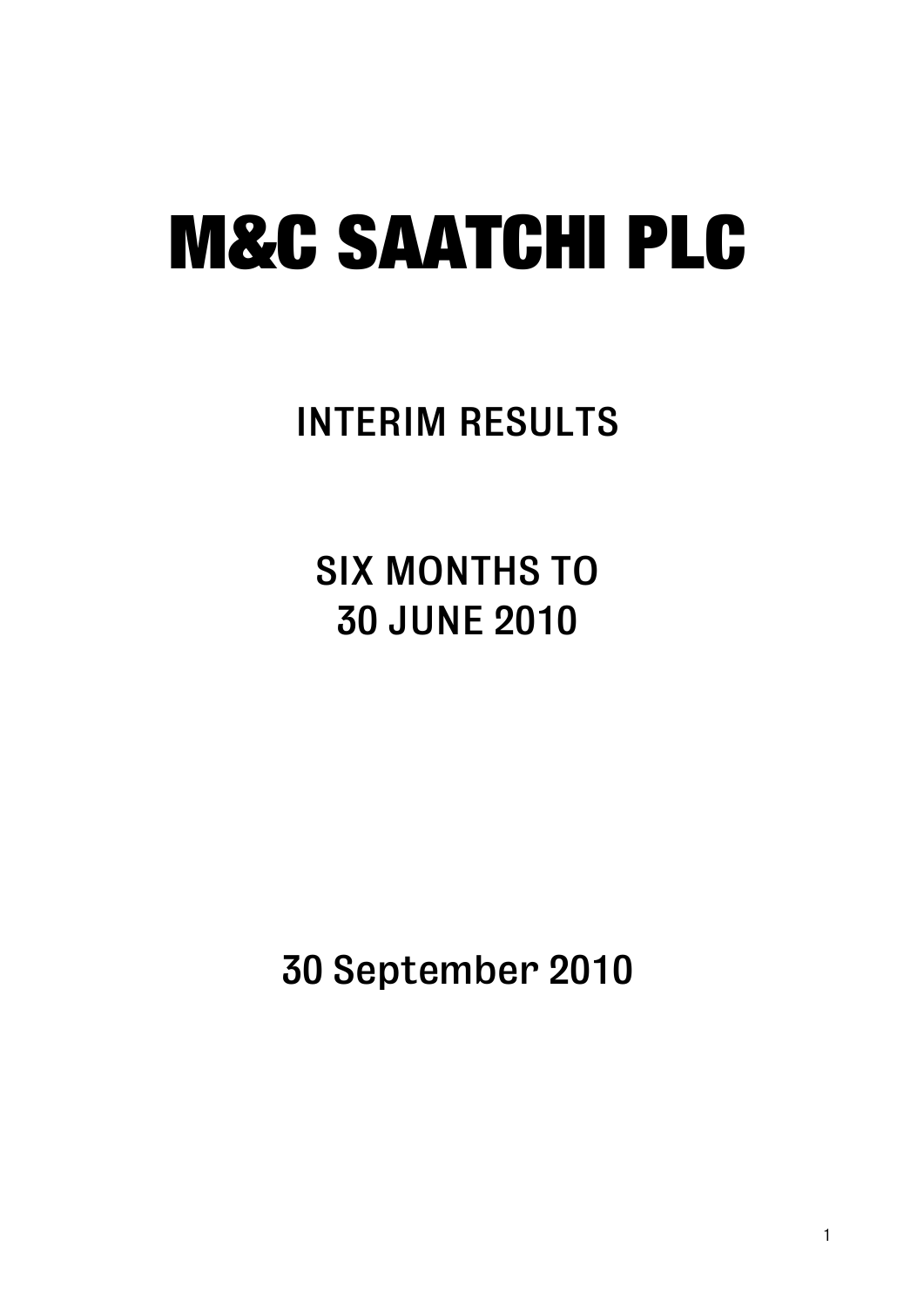# M&C SAATCHI PLC

## INTERIM RESULTS

## SIX MONTHS TO 30 JUNE 2010

30 September 2010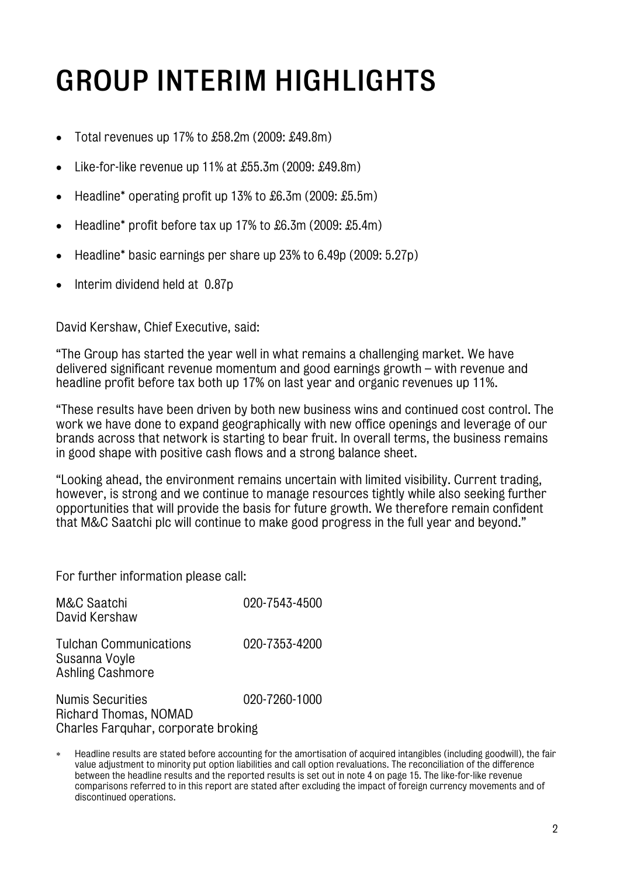# GROUP INTERIM HIGHLIGHTS

- Total revenues up 17% to £58.2m (2009: £49.8m)
- Like-for-like revenue up 11% at £55.3m (2009: £49.8m)
- Headline* operating profit up 13% to £6.3m (2009: £5.5m)
- Headline* profit before tax up 17% to £6.3m (2009: £5.4m)
- Headline* basic earnings per share up 23% to 6.49p (2009: 5.27p)
- Interim dividend held at 0.87p

David Kershaw, Chief Executive, said:

"The Group has started the year well in what remains a challenging market. We have delivered significant revenue momentum and good earnings growth – with revenue and headline profit before tax both up 17% on last year and organic revenues up 11%.

"These results have been driven by both new business wins and continued cost control. The work we have done to expand geographically with new office openings and leverage of our brands across that network is starting to bear fruit. In overall terms, the business remains in good shape with positive cash flows and a strong balance sheet.

"Looking ahead, the environment remains uncertain with limited visibility. Current trading, however, is strong and we continue to manage resources tightly while also seeking further opportunities that will provide the basis for future growth. We therefore remain confident that M&C Saatchi plc will continue to make good progress in the full year and beyond."

For further information please call:

| | |
|---|---|
| M&C Saatchi<br>David Kershaw | 020-7543-4500 |
| Tulchan Communications<br>Susanna Voyle<br>Ashling Cashmore | 020-7353-4200 |
| Numis Securities<br>Richard Thomas, NOMAD<br>Charles Farquhar, corporate broking | 020-7260-1000 |

\* Headline results are stated before accounting for the amortisation of acquired intangibles (including goodwill), the fair value adjustment to minority put option liabilities and call option revaluations. The reconciliation of the difference between the headline results and the reported results is set out in note 4 on page 15. The like-for-like revenue comparisons referred to in this report are stated after excluding the impact of foreign currency movements and of discontinued operations.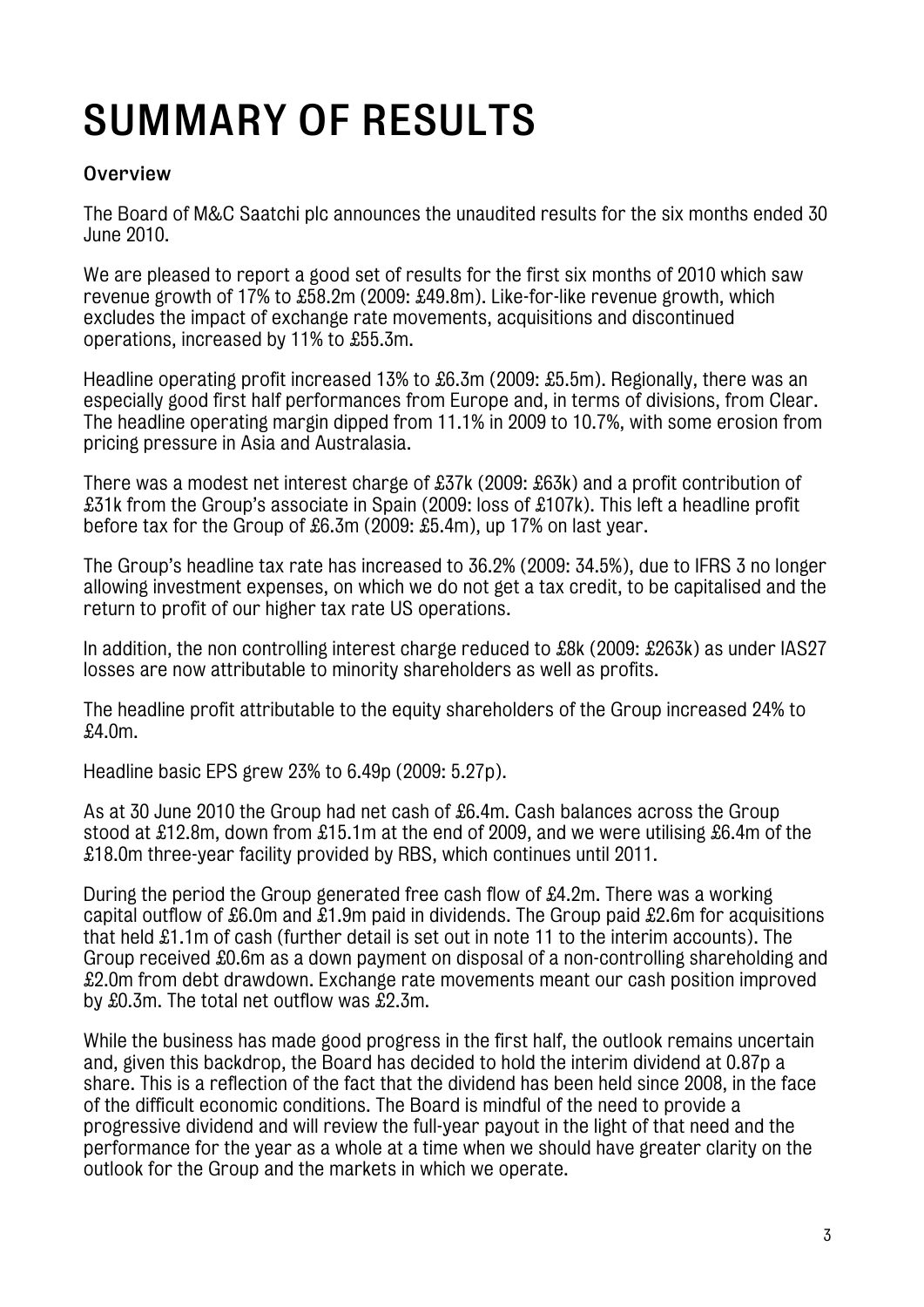# SUMMARY OF RESULTS

### Overview

The Board of M&C Saatchi plc announces the unaudited results for the six months ended 30 June 2010.

We are pleased to report a good set of results for the first six months of 2010 which saw revenue growth of 17% to £58.2m (2009: £49.8m). Like-for-like revenue growth, which excludes the impact of exchange rate movements, acquisitions and discontinued operations, increased by 11% to £55.3m.

Headline operating profit increased 13% to £6.3m (2009: £5.5m). Regionally, there was an especially good first half performances from Europe and, in terms of divisions, from Clear. The headline operating margin dipped from 11.1% in 2009 to 10.7%, with some erosion from pricing pressure in Asia and Australasia.

There was a modest net interest charge of £37k (2009: £63k) and a profit contribution of £31k from the Group's associate in Spain (2009: loss of £107k). This left a headline profit before tax for the Group of £6.3m (2009: £5.4m), up 17% on last year.

The Group's headline tax rate has increased to 36.2% (2009: 34.5%), due to IFRS 3 no longer allowing investment expenses, on which we do not get a tax credit, to be capitalised and the return to profit of our higher tax rate US operations.

In addition, the non controlling interest charge reduced to £8k (2009: £263k) as under IAS27 losses are now attributable to minority shareholders as well as profits.

The headline profit attributable to the equity shareholders of the Group increased 24% to £4.0m.

Headline basic EPS grew 23% to 6.49p (2009: 5.27p).

As at 30 June 2010 the Group had net cash of £6.4m. Cash balances across the Group stood at £12.8m, down from £15.1m at the end of 2009, and we were utilising £6.4m of the £18.0m three-year facility provided by RBS, which continues until 2011.

During the period the Group generated free cash flow of £4.2m. There was a working capital outflow of £6.0m and £1.9m paid in dividends. The Group paid £2.6m for acquisitions that held £1.1m of cash (further detail is set out in note 11 to the interim accounts). The Group received £0.6m as a down payment on disposal of a non-controlling shareholding and £2.0m from debt drawdown. Exchange rate movements meant our cash position improved by £0.3m. The total net outflow was £2.3m.

While the business has made good progress in the first half, the outlook remains uncertain and, given this backdrop, the Board has decided to hold the interim dividend at 0.87p a share. This is a reflection of the fact that the dividend has been held since 2008, in the face of the difficult economic conditions. The Board is mindful of the need to provide a progressive dividend and will review the full-year payout in the light of that need and the performance for the year as a whole at a time when we should have greater clarity on the outlook for the Group and the markets in which we operate.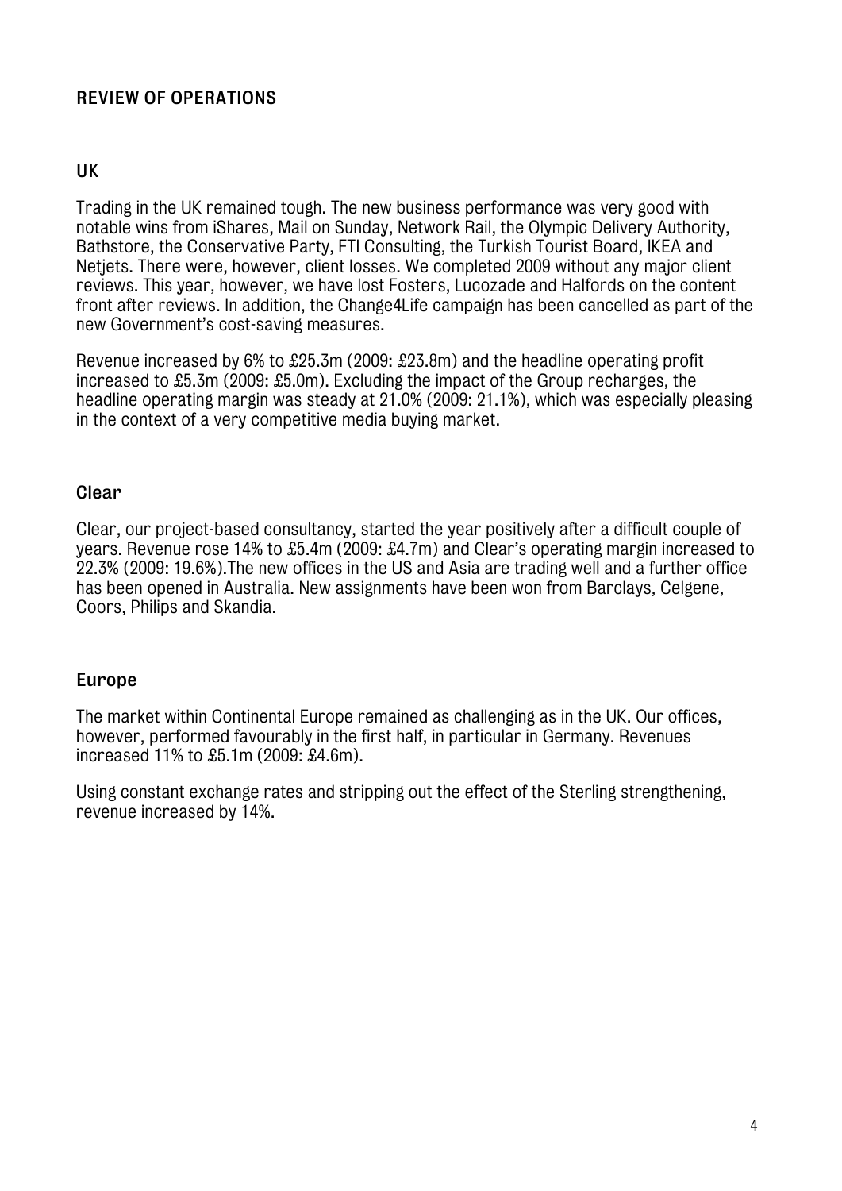## REVIEW OF OPERATIONS

### UK

Trading in the UK remained tough. The new business performance was very good with notable wins from iShares, Mail on Sunday, Network Rail, the Olympic Delivery Authority, Bathstore, the Conservative Party, FTI Consulting, the Turkish Tourist Board, IKEA and Netjets. There were, however, client losses. We completed 2009 without any major client reviews. This year, however, we have lost Fosters, Lucozade and Halfords on the content front after reviews. In addition, the Change4Life campaign has been cancelled as part of the new Government's cost-saving measures.

Revenue increased by 6% to £25.3m (2009: £23.8m) and the headline operating profit increased to £5.3m (2009: £5.0m). Excluding the impact of the Group recharges, the headline operating margin was steady at 21.0% (2009: 21.1%), which was especially pleasing in the context of a very competitive media buying market.

### Clear

Clear, our project-based consultancy, started the year positively after a difficult couple of years. Revenue rose 14% to £5.4m (2009: £4.7m) and Clear's operating margin increased to 22.3% (2009: 19.6%).The new offices in the US and Asia are trading well and a further office has been opened in Australia. New assignments have been won from Barclays, Celgene, Coors, Philips and Skandia.

### Europe

The market within Continental Europe remained as challenging as in the UK. Our offices, however, performed favourably in the first half, in particular in Germany. Revenues increased 11% to £5.1m (2009: £4.6m).

Using constant exchange rates and stripping out the effect of the Sterling strengthening, revenue increased by 14%.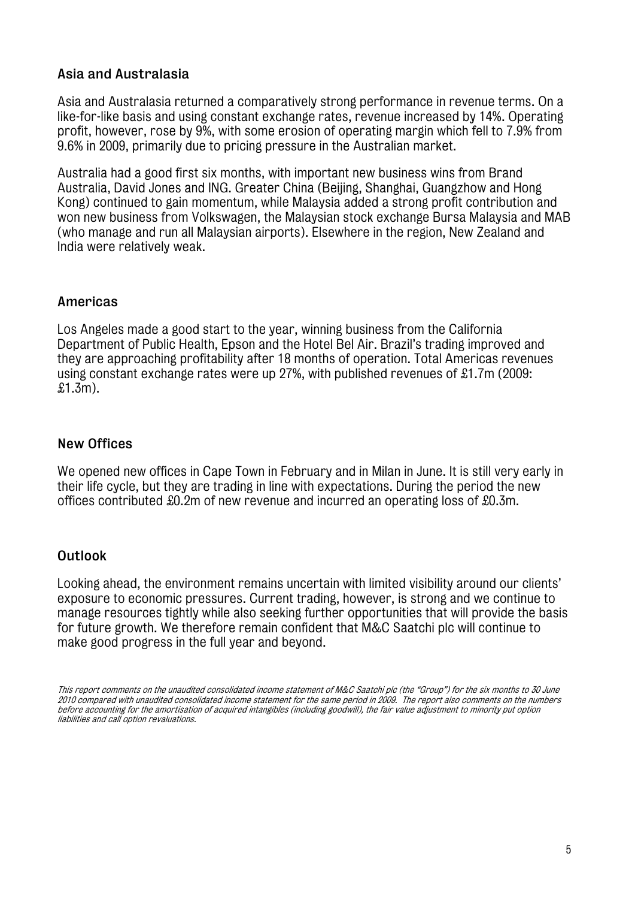## Asia and Australasia

Asia and Australasia returned a comparatively strong performance in revenue terms. On a like-for-like basis and using constant exchange rates, revenue increased by 14%. Operating profit, however, rose by 9%, with some erosion of operating margin which fell to 7.9% from 9.6% in 2009, primarily due to pricing pressure in the Australian market.

Australia had a good first six months, with important new business wins from Brand Australia, David Jones and ING. Greater China (Beijing, Shanghai, Guangzhow and Hong Kong) continued to gain momentum, while Malaysia added a strong profit contribution and won new business from Volkswagen, the Malaysian stock exchange Bursa Malaysia and MAB (who manage and run all Malaysian airports). Elsewhere in the region, New Zealand and India were relatively weak.

## Americas

Los Angeles made a good start to the year, winning business from the California Department of Public Health, Epson and the Hotel Bel Air. Brazil's trading improved and they are approaching profitability after 18 months of operation. Total Americas revenues using constant exchange rates were up 27%, with published revenues of £1.7m (2009: £1.3m).

## New Offices

We opened new offices in Cape Town in February and in Milan in June. It is still very early in their life cycle, but they are trading in line with expectations. During the period the new offices contributed £0.2m of new revenue and incurred an operating loss of £0.3m.

## Outlook

Looking ahead, the environment remains uncertain with limited visibility around our clients' exposure to economic pressures. Current trading, however, is strong and we continue to manage resources tightly while also seeking further opportunities that will provide the basis for future growth. We therefore remain confident that M&C Saatchi plc will continue to make good progress in the full year and beyond.

*This report comments on the unaudited consolidated income statement of M&C Saatchi plc (the "Group") for the six months to 30 June 2010 compared with unaudited consolidated income statement for the same period in 2009. The report also comments on the numbers before accounting for the amortisation of acquired intangibles (including goodwill), the fair value adjustment to minority put option liabilities and call option revaluations.*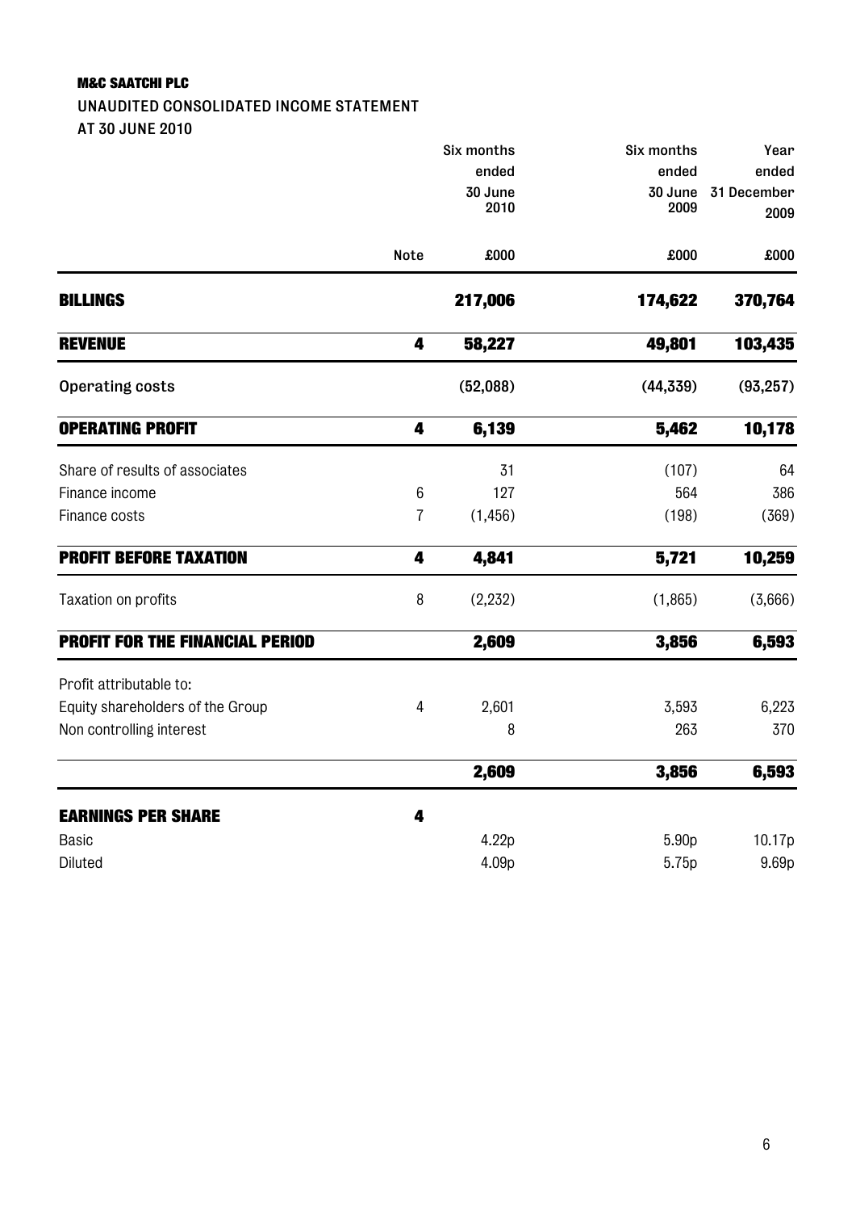**M&C SAATCHI PLC**

**UNAUDITED CONSOLIDATED INCOME STATEMENT**

**AT 30 JUNE 2010**

| | Note | Six months ended 30 June 2010 | Six months ended 30 June 2009 | Year ended 31 December 2009 |
|---|---|---|---|---|
| | | £000 | £000 | £000 |
| **BILLINGS** | | **217,006** | **174,622** | **370,764** |
| **REVENUE** | **4** | **58,227** | **49,801** | **103,435** |
| Operating costs | | (52,088) | (44,339) | (93,257) |
| **OPERATING PROFIT** | **4** | **6,139** | **5,462** | **10,178** |
| Share of results of associates | | 31 | (107) | 64 |
| Finance income | 6 | 127 | 564 | 386 |
| Finance costs | 7 | (1,456) | (198) | (369) |
| **PROFIT BEFORE TAXATION** | **4** | **4,841** | **5,721** | **10,259** |
| Taxation on profits | 8 | (2,232) | (1,865) | (3,666) |
| **PROFIT FOR THE FINANCIAL PERIOD** | | **2,609** | **3,856** | **6,593** |
| Profit attributable to: | | | | |
| Equity shareholders of the Group | 4 | 2,601 | 3,593 | 6,223 |
| Non controlling interest | | 8 | 263 | 370 |
| | | **2,609** | **3,856** | **6,593** |
| **EARNINGS PER SHARE** | **4** | | | |
| Basic | | 4.22p | 5.90p | 10.17p |
| Diluted | | 4.09p | 5.75p | 9.69p |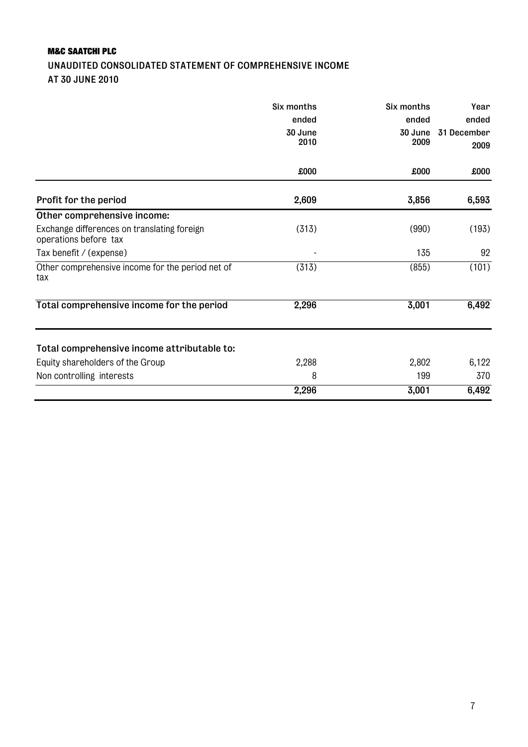**M&C SAATCHI PLC**

**UNAUDITED CONSOLIDATED STATEMENT OF COMPREHENSIVE INCOME AT 30 JUNE 2010**

| | Six months ended 30 June 2010 | Six months ended 30 June 2009 | Year ended 31 December 2009 |
|---|---|---|---|
| | £000 | £000 | £000 |
| **Profit for the period** | **2,609** | **3,856** | **6,593** |
| **Other comprehensive income:** | | | |
| Exchange differences on translating foreign operations before tax | (313) | (990) | (193) |
| Tax benefit / (expense) | - | 135 | 92 |
| Other comprehensive income for the period net of tax | (313) | (855) | (101) |
| **Total comprehensive income for the period** | **2,296** | **3,001** | **6,492** |
| **Total comprehensive income attributable to:** | | | |
| Equity shareholders of the Group | 2,288 | 2,802 | 6,122 |
| Non controlling interests | 8 | 199 | 370 |
| | **2,296** | **3,001** | **6,492** |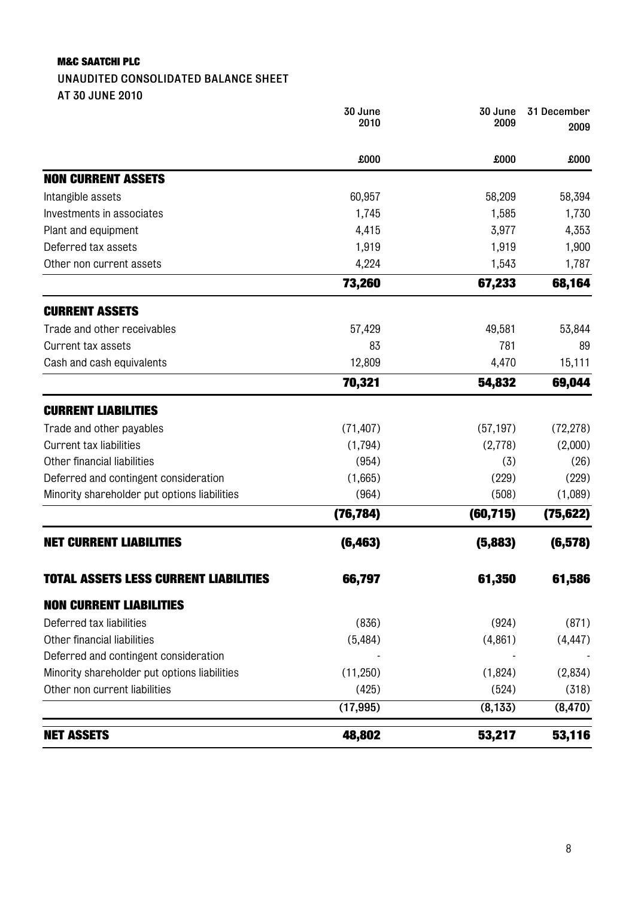**M&C SAATCHI PLC**

**UNAUDITED CONSOLIDATED BALANCE SHEET**

**AT 30 JUNE 2010**

| | 30 June 2010 | 30 June 2009 | 31 December 2009 |
|---|---|---|---|
| | £000 | £000 | £000 |
| **NON CURRENT ASSETS** | | | |
| Intangible assets | 60,957 | 58,209 | 58,394 |
| Investments in associates | 1,745 | 1,585 | 1,730 |
| Plant and equipment | 4,415 | 3,977 | 4,353 |
| Deferred tax assets | 1,919 | 1,919 | 1,900 |
| Other non current assets | 4,224 | 1,543 | 1,787 |
| | **73,260** | **67,233** | **68,164** |
| **CURRENT ASSETS** | | | |
| Trade and other receivables | 57,429 | 49,581 | 53,844 |
| Current tax assets | 83 | 781 | 89 |
| Cash and cash equivalents | 12,809 | 4,470 | 15,111 |
| | **70,321** | **54,832** | **69,044** |
| **CURRENT LIABILITIES** | | | |
| Trade and other payables | (71,407) | (57,197) | (72,278) |
| Current tax liabilities | (1,794) | (2,778) | (2,000) |
| Other financial liabilities | (954) | (3) | (26) |
| Deferred and contingent consideration | (1,665) | (229) | (229) |
| Minority shareholder put options liabilities | (964) | (508) | (1,089) |
| | **(76,784)** | **(60,715)** | **(75,622)** |
| **NET CURRENT LIABILITIES** | **(6,463)** | **(5,883)** | **(6,578)** |
| **TOTAL ASSETS LESS CURRENT LIABILITIES** | **66,797** | **61,350** | **61,586** |
| **NON CURRENT LIABILITIES** | | | |
| Deferred tax liabilities | (836) | (924) | (871) |
| Other financial liabilities | (5,484) | (4,861) | (4,447) |
| Deferred and contingent consideration | - | - | - |
| Minority shareholder put options liabilities | (11,250) | (1,824) | (2,834) |
| Other non current liabilities | (425) | (524) | (318) |
| | (17,995) | (8,133) | (8,470) |
| **NET ASSETS** | **48,802** | **53,217** | **53,116** |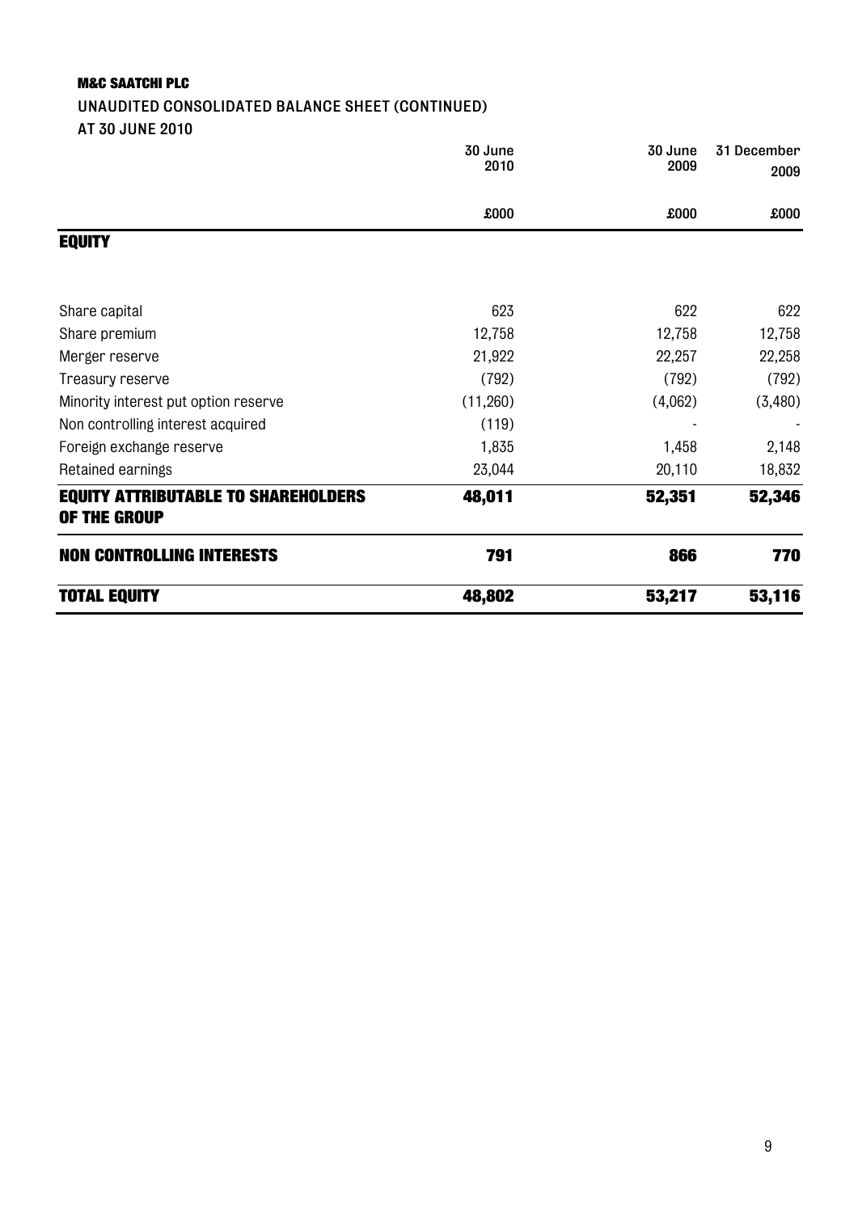**M&C SAATCHI PLC**

**UNAUDITED CONSOLIDATED BALANCE SHEET (CONTINUED)**

**AT 30 JUNE 2010**

| | 30 June 2010 | 30 June 2009 | 31 December 2009 |
|---|---|---|---|
| | £000 | £000 | £000 |
| **EQUITY** | | | |
| Share capital | 623 | 622 | 622 |
| Share premium | 12,758 | 12,758 | 12,758 |
| Merger reserve | 21,922 | 22,257 | 22,258 |
| Treasury reserve | (792) | (792) | (792) |
| Minority interest put option reserve | (11,260) | (4,062) | (3,480) |
| Non controlling interest acquired | (119) | - | - |
| Foreign exchange reserve | 1,835 | 1,458 | 2,148 |
| Retained earnings | 23,044 | 20,110 | 18,832 |
| **EQUITY ATTRIBUTABLE TO SHAREHOLDERS OF THE GROUP** | **48,011** | **52,351** | **52,346** |
| **NON CONTROLLING INTERESTS** | **791** | **866** | **770** |
| **TOTAL EQUITY** | **48,802** | **53,217** | **53,116** |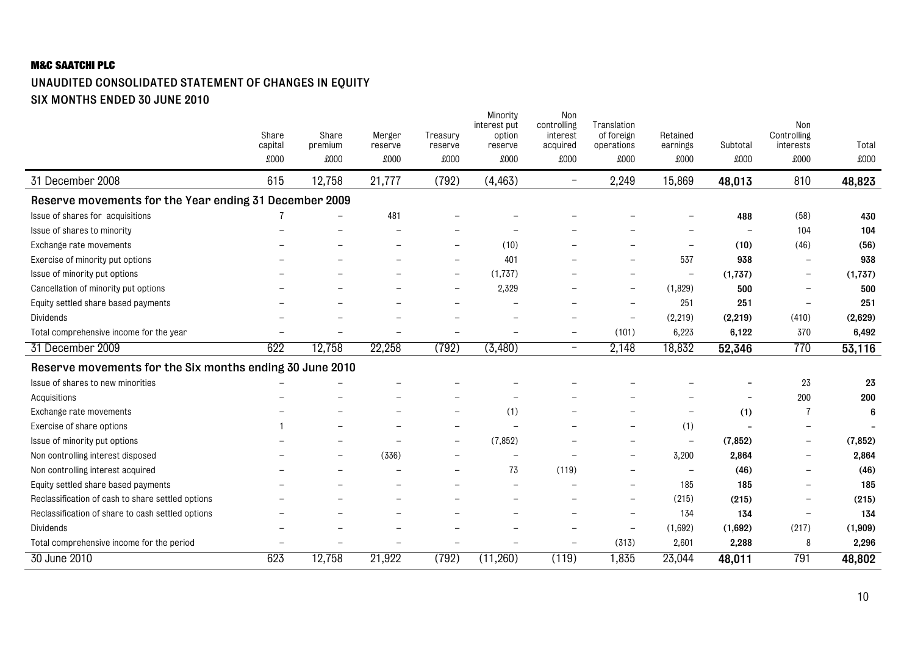**M&C SAATCHI PLC**

## UNAUDITED CONSOLIDATED STATEMENT OF CHANGES IN EQUITY

## SIX MONTHS ENDED 30 JUNE 2010

| | Share capital | Share premium | Merger reserve | Treasury reserve | Minority interest put option reserve | Non controlling interest acquired | Translation of foreign operations | Retained earnings | Subtotal | Non Controlling interests | Total |
|---|---|---|---|---|---|---|---|---|---|---|---|
| | £000 | £000 | £000 | £000 | £000 | £000 | £000 | £000 | £000 | £000 | £000 |
| 31 December 2008 | 615 | 12,758 | 21,777 | (792) | (4,463) | – | 2,249 | 15,869 | **48,013** | 810 | **48,823** |
| **Reserve movements for the Year ending 31 December 2009** | | | | | | | | | | | |
| Issue of shares for acquisitions | 7 | – | 481 | – | – | – | – | – | **488** | (58) | **430** |
| Issue of shares to minority | – | – | – | – | – | – | – | – | – | 104 | **104** |
| Exchange rate movements | – | – | – | – | (10) | – | – | – | **(10)** | (46) | **(56)** |
| Exercise of minority put options | – | – | – | – | 401 | – | – | 537 | **938** | – | **938** |
| Issue of minority put options | – | – | – | – | (1,737) | – | – | – | **(1,737)** | – | **(1,737)** |
| Cancellation of minority put options | – | – | – | – | 2,329 | – | – | (1,829) | **500** | – | **500** |
| Equity settled share based payments | – | – | – | – | – | – | – | 251 | **251** | – | **251** |
| Dividends | – | – | – | – | – | – | – | (2,219) | **(2,219)** | (410) | **(2,629)** |
| Total comprehensive income for the year | – | – | – | – | – | – | (101) | 6,223 | **6,122** | 370 | **6,492** |
| 31 December 2009 | 622 | 12,758 | 22,258 | (792) | (3,480) | – | 2,148 | 18,832 | **52,346** | 770 | **53,116** |
| **Reserve movements for the Six months ending 30 June 2010** | | | | | | | | | | | |
| Issue of shares to new minorities | – | – | – | – | – | – | – | – | – | 23 | **23** |
| Acquisitions | – | – | – | – | – | – | – | – | – | 200 | **200** |
| Exchange rate movements | – | – | – | – | (1) | – | – | – | **(1)** | 7 | **6** |
| Exercise of share options | 1 | – | – | – | – | – | – | (1) | – | – | – |
| Issue of minority put options | – | – | – | – | (7,852) | – | – | – | **(7,852)** | – | **(7,852)** |
| Non controlling interest disposed | – | – | (336) | – | – | – | – | 3,200 | **2,864** | – | **2,864** |
| Non controlling interest acquired | – | – | – | – | 73 | (119) | – | – | **(46)** | – | **(46)** |
| Equity settled share based payments | – | – | – | – | – | – | – | 185 | **185** | – | **185** |
| Reclassification of cash to share settled options | – | – | – | – | – | – | – | (215) | **(215)** | – | **(215)** |
| Reclassification of share to cash settled options | – | – | – | – | – | – | – | 134 | **134** | – | **134** |
| Dividends | – | – | – | – | – | – | – | (1,692) | **(1,692)** | (217) | **(1,909)** |
| Total comprehensive income for the period | – | – | – | – | – | – | (313) | 2,601 | **2,288** | 8 | **2,296** |
| 30 June 2010 | 623 | 12,758 | 21,922 | (792) | (11,260) | (119) | 1,835 | 23,044 | **48,011** | 791 | **48,802** |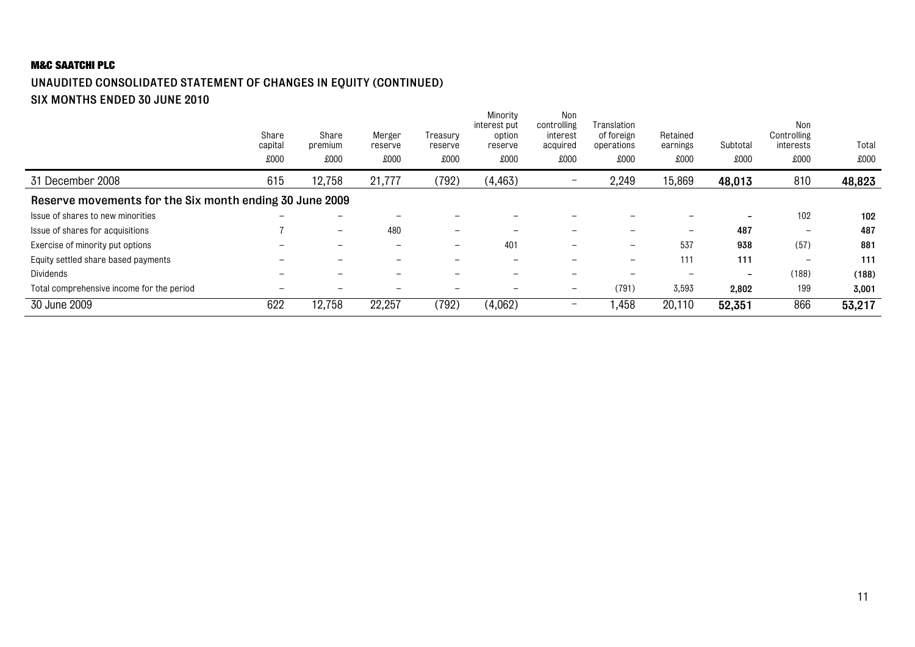**M&C SAATCHI PLC**

## UNAUDITED CONSOLIDATED STATEMENT OF CHANGES IN EQUITY (CONTINUED)
## SIX MONTHS ENDED 30 JUNE 2010

| | Share capital | Share premium | Merger reserve | Treasury reserve | Minority interest put option reserve | Non controlling interest acquired | Translation of foreign operations | Retained earnings | Subtotal | Non Controlling interests | Total |
|---|---|---|---|---|---|---|---|---|---|---|---|
| | £000 | £000 | £000 | £000 | £000 | £000 | £000 | £000 | £000 | £000 | £000 |
| 31 December 2008 | 615 | 12,758 | 21,777 | (792) | (4,463) | – | 2,249 | 15,869 | **48,013** | 810 | **48,823** |
| **Reserve movements for the Six month ending 30 June 2009** | | | | | | | | | | | |
| Issue of shares to new minorities | – | – | – | – | – | – | – | – | **–** | 102 | **102** |
| Issue of shares for acquisitions | 7 | – | 480 | – | – | – | – | – | **487** | – | **487** |
| Exercise of minority put options | – | – | – | – | 401 | – | – | 537 | **938** | (57) | **881** |
| Equity settled share based payments | – | – | – | – | – | – | – | 111 | **111** | – | **111** |
| Dividends | – | – | – | – | – | – | – | – | **–** | (188) | **(188)** |
| Total comprehensive income for the period | – | – | – | – | – | – | (791) | 3,593 | **2,802** | 199 | **3,001** |
| 30 June 2009 | 622 | 12,758 | 22,257 | (792) | (4,062) | – | 1,458 | 20,110 | **52,351** | 866 | **53,217** |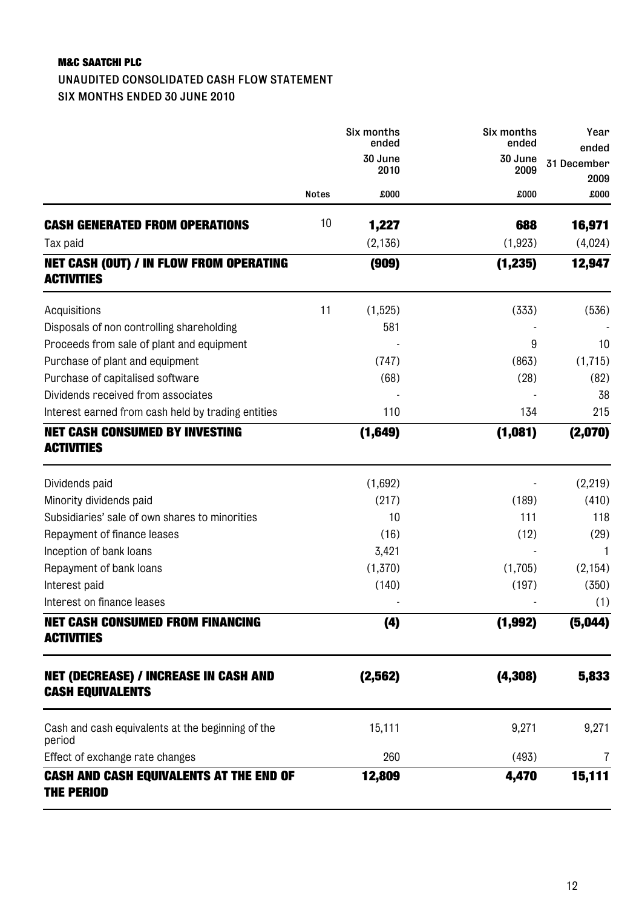**M&C SAATCHI PLC**

**UNAUDITED CONSOLIDATED CASH FLOW STATEMENT**

**SIX MONTHS ENDED 30 JUNE 2010**

| | Notes | Six months ended 30 June 2010 | Six months ended 30 June 2009 | Year ended 31 December 2009 |
|---|---|---|---|---|
| | | £000 | £000 | £000 |
| **CASH GENERATED FROM OPERATIONS** | 10 | **1,227** | **688** | **16,971** |
| Tax paid | | (2,136) | (1,923) | (4,024) |
| **NET CASH (OUT) / IN FLOW FROM OPERATING ACTIVITIES** | | **(909)** | **(1,235)** | **12,947** |
| Acquisitions | 11 | (1,525) | (333) | (536) |
| Disposals of non controlling shareholding | | 581 | - | - |
| Proceeds from sale of plant and equipment | | - | 9 | 10 |
| Purchase of plant and equipment | | (747) | (863) | (1,715) |
| Purchase of capitalised software | | (68) | (28) | (82) |
| Dividends received from associates | | - | - | 38 |
| Interest earned from cash held by trading entities | | 110 | 134 | 215 |
| **NET CASH CONSUMED BY INVESTING ACTIVITIES** | | **(1,649)** | **(1,081)** | **(2,070)** |
| Dividends paid | | (1,692) | - | (2,219) |
| Minority dividends paid | | (217) | (189) | (410) |
| Subsidiaries' sale of own shares to minorities | | 10 | 111 | 118 |
| Repayment of finance leases | | (16) | (12) | (29) |
| Inception of bank loans | | 3,421 | - | 1 |
| Repayment of bank loans | | (1,370) | (1,705) | (2,154) |
| Interest paid | | (140) | (197) | (350) |
| Interest on finance leases | | - | - | (1) |
| **NET CASH CONSUMED FROM FINANCING ACTIVITIES** | | **(4)** | **(1,992)** | **(5,044)** |
| **NET (DECREASE) / INCREASE IN CASH AND CASH EQUIVALENTS** | | **(2,562)** | **(4,308)** | **5,833** |
| Cash and cash equivalents at the beginning of the period | | 15,111 | 9,271 | 9,271 |
| Effect of exchange rate changes | | 260 | (493) | 7 |
| **CASH AND CASH EQUIVALENTS AT THE END OF THE PERIOD** | | **12,809** | **4,470** | **15,111** |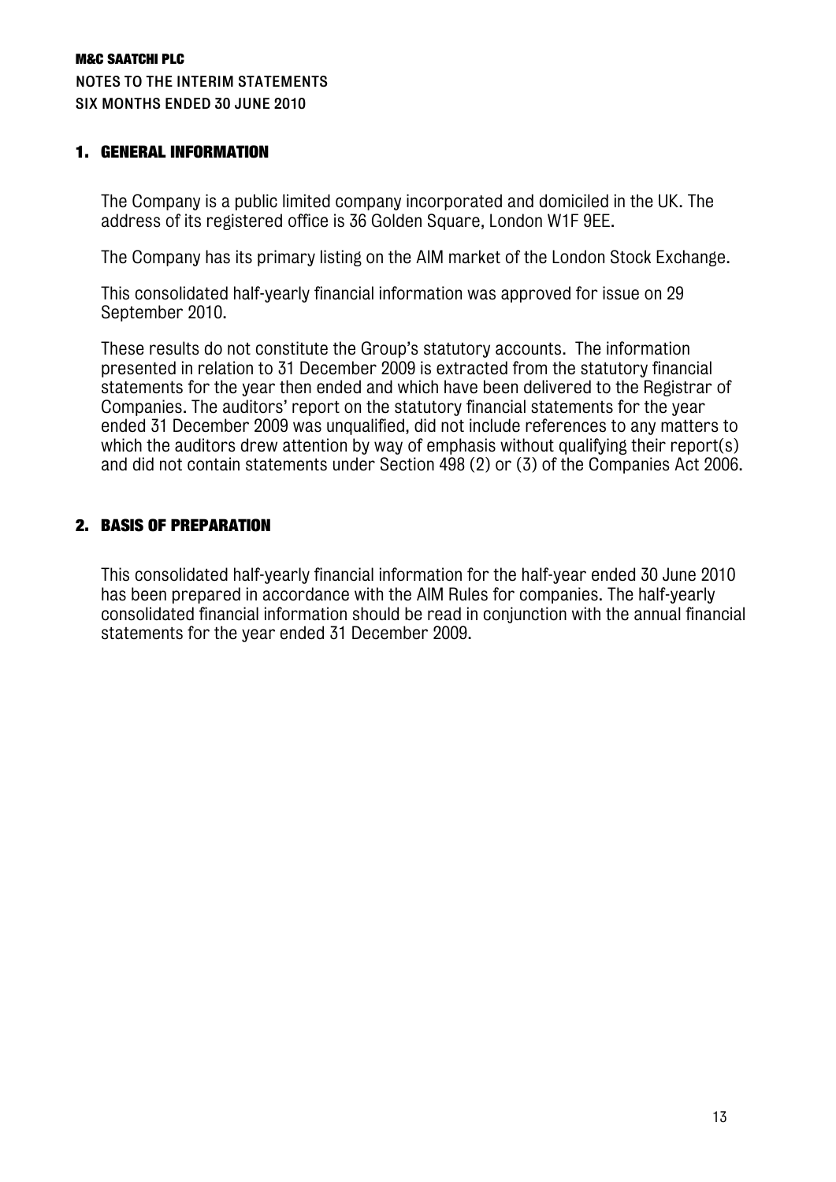**M&C SAATCHI PLC**
**NOTES TO THE INTERIM STATEMENTS**
**SIX MONTHS ENDED 30 JUNE 2010**

## 1. GENERAL INFORMATION

The Company is a public limited company incorporated and domiciled in the UK. The address of its registered office is 36 Golden Square, London W1F 9EE.

The Company has its primary listing on the AIM market of the London Stock Exchange.

This consolidated half-yearly financial information was approved for issue on 29 September 2010.

These results do not constitute the Group's statutory accounts. The information presented in relation to 31 December 2009 is extracted from the statutory financial statements for the year then ended and which have been delivered to the Registrar of Companies. The auditors' report on the statutory financial statements for the year ended 31 December 2009 was unqualified, did not include references to any matters to which the auditors drew attention by way of emphasis without qualifying their report(s) and did not contain statements under Section 498 (2) or (3) of the Companies Act 2006.

## 2. BASIS OF PREPARATION

This consolidated half-yearly financial information for the half-year ended 30 June 2010 has been prepared in accordance with the AIM Rules for companies. The half-yearly consolidated financial information should be read in conjunction with the annual financial statements for the year ended 31 December 2009.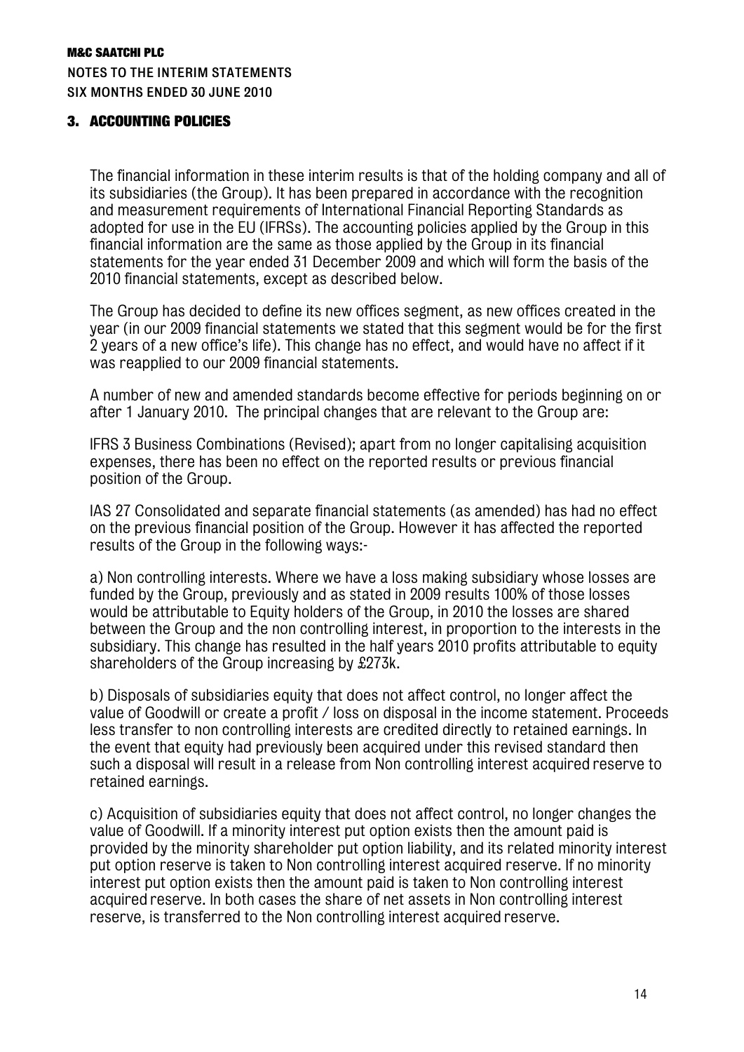M&C SAATCHI PLC

NOTES TO THE INTERIM STATEMENTS

SIX MONTHS ENDED 30 JUNE 2010

## 3. ACCOUNTING POLICIES

The financial information in these interim results is that of the holding company and all of its subsidiaries (the Group). It has been prepared in accordance with the recognition and measurement requirements of International Financial Reporting Standards as adopted for use in the EU (IFRSs). The accounting policies applied by the Group in this financial information are the same as those applied by the Group in its financial statements for the year ended 31 December 2009 and which will form the basis of the 2010 financial statements, except as described below.

The Group has decided to define its new offices segment, as new offices created in the year (in our 2009 financial statements we stated that this segment would be for the first 2 years of a new office's life). This change has no effect, and would have no affect if it was reapplied to our 2009 financial statements.

A number of new and amended standards become effective for periods beginning on or after 1 January 2010. The principal changes that are relevant to the Group are:

IFRS 3 Business Combinations (Revised); apart from no longer capitalising acquisition expenses, there has been no effect on the reported results or previous financial position of the Group.

IAS 27 Consolidated and separate financial statements (as amended) has had no effect on the previous financial position of the Group. However it has affected the reported results of the Group in the following ways:-

a) Non controlling interests. Where we have a loss making subsidiary whose losses are funded by the Group, previously and as stated in 2009 results 100% of those losses would be attributable to Equity holders of the Group, in 2010 the losses are shared between the Group and the non controlling interest, in proportion to the interests in the subsidiary. This change has resulted in the half years 2010 profits attributable to equity shareholders of the Group increasing by £273k.

b) Disposals of subsidiaries equity that does not affect control, no longer affect the value of Goodwill or create a profit / loss on disposal in the income statement. Proceeds less transfer to non controlling interests are credited directly to retained earnings. In the event that equity had previously been acquired under this revised standard then such a disposal will result in a release from Non controlling interest acquired reserve to retained earnings.

c) Acquisition of subsidiaries equity that does not affect control, no longer changes the value of Goodwill. If a minority interest put option exists then the amount paid is provided by the minority shareholder put option liability, and its related minority interest put option reserve is taken to Non controlling interest acquired reserve. If no minority interest put option exists then the amount paid is taken to Non controlling interest acquired reserve. In both cases the share of net assets in Non controlling interest reserve, is transferred to the Non controlling interest acquired reserve.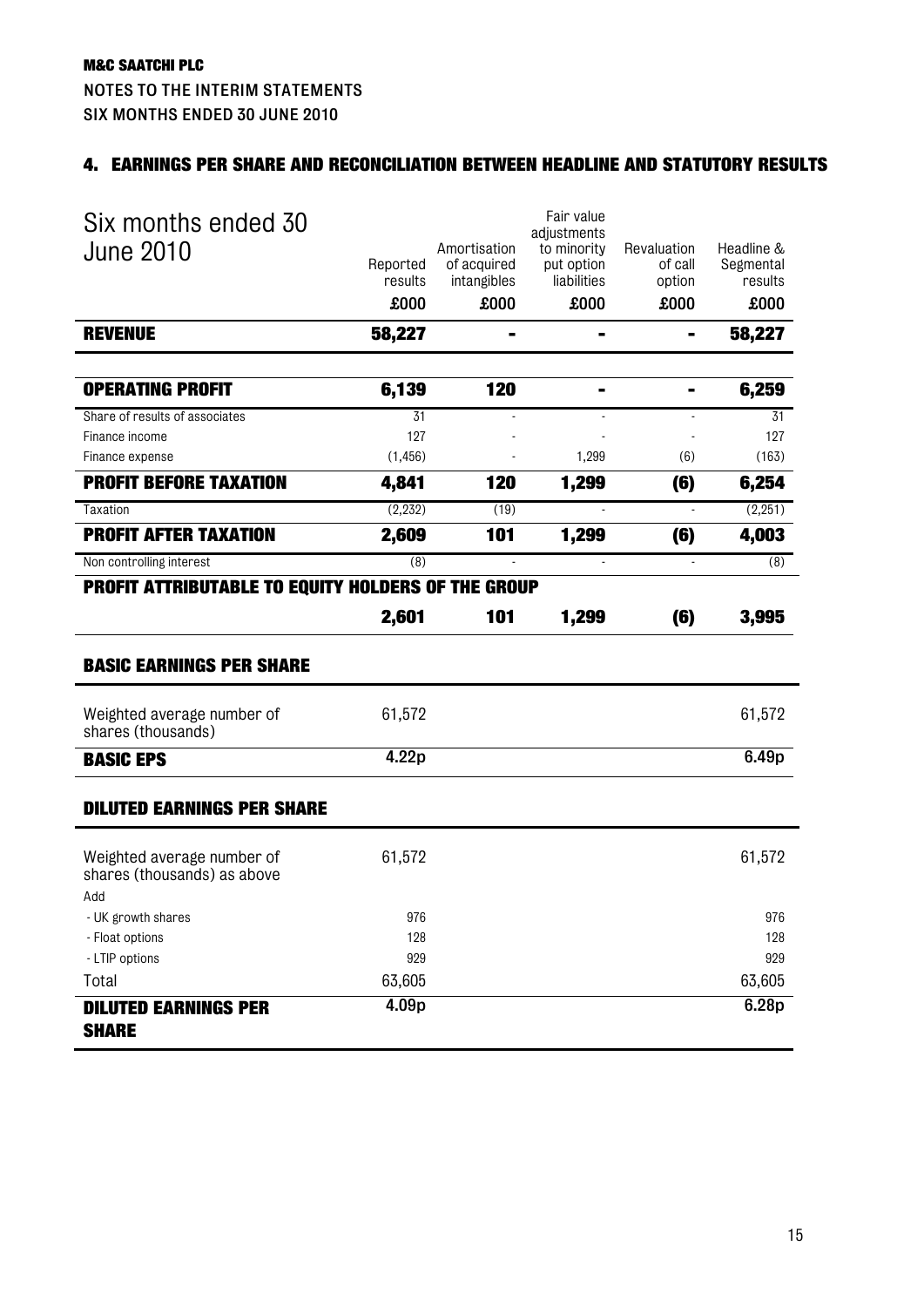**M&C SAATCHI PLC**

**NOTES TO THE INTERIM STATEMENTS**

**SIX MONTHS ENDED 30 JUNE 2010**

## 4. EARNINGS PER SHARE AND RECONCILIATION BETWEEN HEADLINE AND STATUTORY RESULTS

| Six months ended 30 June 2010 | Reported results | Amortisation of acquired intangibles | Fair value adjustments to minority put option liabilities | Revaluation of call option | Headline & Segmental results |
|---|---|---|---|---|---|
| | £000 | £000 | £000 | £000 | £000 |
| **REVENUE** | **58,227** | **-** | **-** | **-** | **58,227** |
| **OPERATING PROFIT** | **6,139** | **120** | **-** | **-** | **6,259** |
| Share of results of associates | 31 | - | - | - | 31 |
| Finance income | 127 | - | - | - | 127 |
| Finance expense | (1,456) | - | 1,299 | (6) | (163) |
| **PROFIT BEFORE TAXATION** | **4,841** | **120** | **1,299** | **(6)** | **6,254** |
| Taxation | (2,232) | (19) | - | - | (2,251) |
| **PROFIT AFTER TAXATION** | **2,609** | **101** | **1,299** | **(6)** | **4,003** |
| Non controlling interest | (8) | - | - | - | (8) |
| **PROFIT ATTRIBUTABLE TO EQUITY HOLDERS OF THE GROUP** | | | | | |
| | **2,601** | **101** | **1,299** | **(6)** | **3,995** |
| **BASIC EARNINGS PER SHARE** | | | | | |
| Weighted average number of shares (thousands) | 61,572 | | | | 61,572 |
| **BASIC EPS** | **4.22p** | | | | **6.49p** |
| **DILUTED EARNINGS PER SHARE** | | | | | |
| Weighted average number of shares (thousands) as above | 61,572 | | | | 61,572 |
| Add | | | | | |
| - UK growth shares | 976 | | | | 976 |
| - Float options | 128 | | | | 128 |
| - LTIP options | 929 | | | | 929 |
| Total | 63,605 | | | | 63,605 |
| **DILUTED EARNINGS PER SHARE** | **4.09p** | | | | **6.28p** |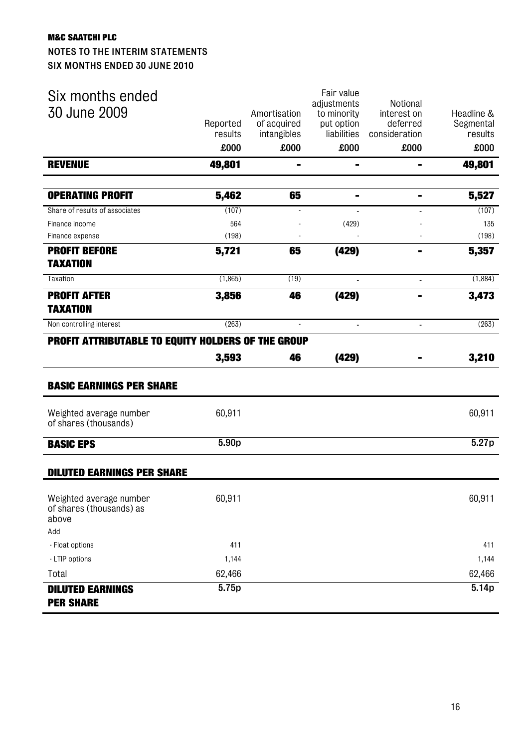**M&C SAATCHI PLC**

**NOTES TO THE INTERIM STATEMENTS**

**SIX MONTHS ENDED 30 JUNE 2010**

## Six months ended 30 June 2009

| | Reported results | Amortisation of acquired intangibles | Fair value adjustments to minority put option liabilities | Notional interest on deferred consideration | Headline & Segmental results |
|---|---|---|---|---|---|
| | £000 | £000 | £000 | £000 | £000 |
| **REVENUE** | **49,801** | **-** | **-** | **-** | **49,801** |
| **OPERATING PROFIT** | **5,462** | **65** | **-** | **-** | **5,527** |
| Share of results of associates | (107) | - | - | - | (107) |
| Finance income | 564 | - | (429) | - | 135 |
| Finance expense | (198) | - | - | - | (198) |
| **PROFIT BEFORE TAXATION** | **5,721** | **65** | **(429)** | **-** | **5,357** |
| Taxation | (1,865) | (19) | - | - | (1,884) |
| **PROFIT AFTER TAXATION** | **3,856** | **46** | **(429)** | **-** | **3,473** |
| Non controlling interest | (263) | - | - | - | (263) |
| **PROFIT ATTRIBUTABLE TO EQUITY HOLDERS OF THE GROUP** | | | | | |
| | **3,593** | **46** | **(429)** | **-** | **3,210** |
| **BASIC EARNINGS PER SHARE** | | | | | |
| Weighted average number of shares (thousands) | 60,911 | | | | 60,911 |
| **BASIC EPS** | 5.90p | | | | 5.27p |
| **DILUTED EARNINGS PER SHARE** | | | | | |
| Weighted average number of shares (thousands) as above | 60,911 | | | | 60,911 |
| Add | | | | | |
| - Float options | 411 | | | | 411 |
| - LTIP options | 1,144 | | | | 1,144 |
| Total | 62,466 | | | | 62,466 |
| **DILUTED EARNINGS PER SHARE** | 5.75p | | | | 5.14p |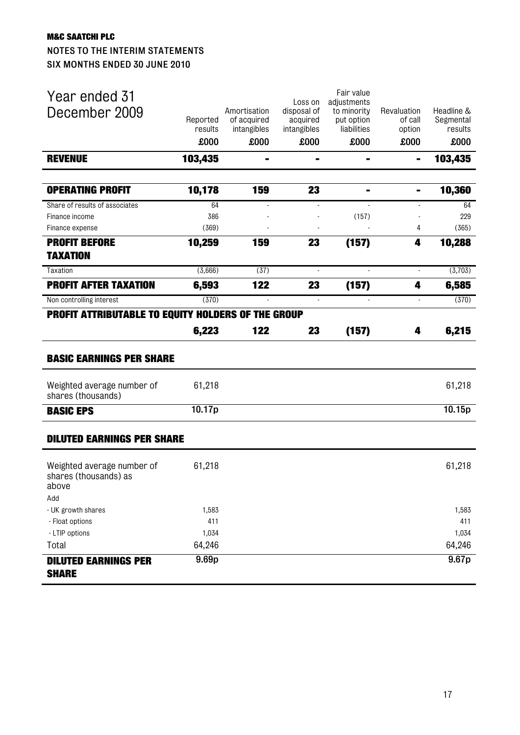**M&C SAATCHI PLC**
**NOTES TO THE INTERIM STATEMENTS**
**SIX MONTHS ENDED 30 JUNE 2010**

| Year ended 31 December 2009 | Reported results | Amortisation of acquired intangibles | Loss on disposal of acquired intangibles | Fair value adjustments to minority put option liabilities | Revaluation of call option | Headline & Segmental results |
|---|---|---|---|---|---|---|
| | £000 | £000 | £000 | £000 | £000 | £000 |
| **REVENUE** | **103,435** | **-** | **-** | **-** | **-** | **103,435** |
| **OPERATING PROFIT** | **10,178** | **159** | **23** | **-** | **-** | **10,360** |
| Share of results of associates | 64 | - | - | - | - | 64 |
| Finance income | 386 | - | - | (157) | - | 229 |
| Finance expense | (369) | - | - | - | 4 | (365) |
| **PROFIT BEFORE TAXATION** | **10,259** | **159** | **23** | **(157)** | **4** | **10,288** |
| Taxation | (3,666) | (37) | - | - | - | (3,703) |
| **PROFIT AFTER TAXATION** | **6,593** | **122** | **23** | **(157)** | **4** | **6,585** |
| Non controlling interest | (370) | - | - | - | - | (370) |
| **PROFIT ATTRIBUTABLE TO EQUITY HOLDERS OF THE GROUP** | | | | | | |
| | **6,223** | **122** | **23** | **(157)** | **4** | **6,215** |
| **BASIC EARNINGS PER SHARE** | | | | | | |
| Weighted average number of shares (thousands) | 61,218 | | | | | 61,218 |
| **BASIC EPS** | 10.17p | | | | | 10.15p |
| **DILUTED EARNINGS PER SHARE** | | | | | | |
| Weighted average number of shares (thousands) as above | 61,218 | | | | | 61,218 |
| Add | | | | | | |
| - UK growth shares | 1,583 | | | | | 1,583 |
| - Float options | 411 | | | | | 411 |
| - LTIP options | 1,034 | | | | | 1,034 |
| Total | 64,246 | | | | | 64,246 |
| **DILUTED EARNINGS PER SHARE** | 9.69p | | | | | 9.67p |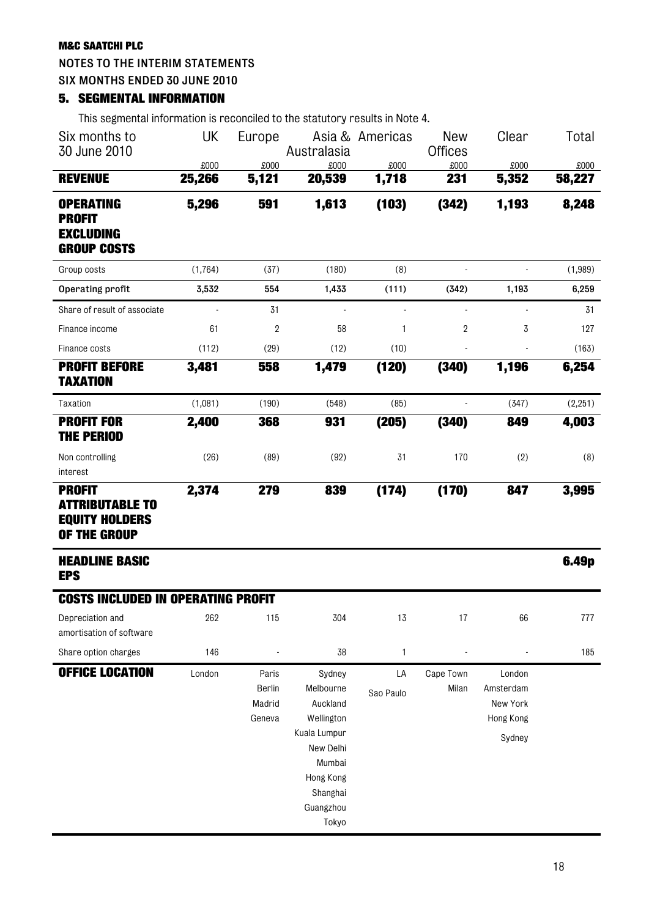**M&C SAATCHI PLC**

**NOTES TO THE INTERIM STATEMENTS**

**SIX MONTHS ENDED 30 JUNE 2010**

## 5. SEGMENTAL INFORMATION

This segmental information is reconciled to the statutory results in Note 4.

| Six months to 30 June 2010 | UK | Europe | Asia & Australasia | Americas | New Offices | Clear | Total |
|---|---|---|---|---|---|---|---|
| | £000 | £000 | £000 | £000 | £000 | £000 | £000 |
| **REVENUE** | **25,266** | **5,121** | **20,539** | **1,718** | **231** | **5,352** | **58,227** |
| **OPERATING PROFIT EXCLUDING GROUP COSTS** | **5,296** | **591** | **1,613** | **(103)** | **(342)** | **1,193** | **8,248** |
| Group costs | (1,764) | (37) | (180) | (8) | - | - | (1,989) |
| **Operating profit** | **3,532** | **554** | **1,433** | **(111)** | **(342)** | **1,193** | **6,259** |
| Share of result of associate | - | 31 | - | - | - | - | 31 |
| Finance income | 61 | 2 | 58 | 1 | 2 | 3 | 127 |
| Finance costs | (112) | (29) | (12) | (10) | - | - | (163) |
| **PROFIT BEFORE TAXATION** | **3,481** | **558** | **1,479** | **(120)** | **(340)** | **1,196** | **6,254** |
| Taxation | (1,081) | (190) | (548) | (85) | - | (347) | (2,251) |
| **PROFIT FOR THE PERIOD** | **2,400** | **368** | **931** | **(205)** | **(340)** | **849** | **4,003** |
| Non controlling interest | (26) | (89) | (92) | 31 | 170 | (2) | (8) |
| **PROFIT ATTRIBUTABLE TO EQUITY HOLDERS OF THE GROUP** | **2,374** | **279** | **839** | **(174)** | **(170)** | **847** | **3,995** |
| **HEADLINE BASIC EPS** | | | | | | | **6.49p** |
| **COSTS INCLUDED IN OPERATING PROFIT** | | | | | | | |
| Depreciation and amortisation of software | 262 | 115 | 304 | 13 | 17 | 66 | 777 |
| Share option charges | 146 | - | 38 | 1 | - | - | 185 |
| **OFFICE LOCATION** | London | Paris, Berlin, Madrid, Geneva | Sydney, Melbourne, Auckland, Wellington, Kuala Lumpur, New Delhi, Mumbai, Hong Kong, Shanghai, Guangzhou, Tokyo | LA, Sao Paulo | Cape Town, Milan | London, Amsterdam, New York, Hong Kong, Sydney | |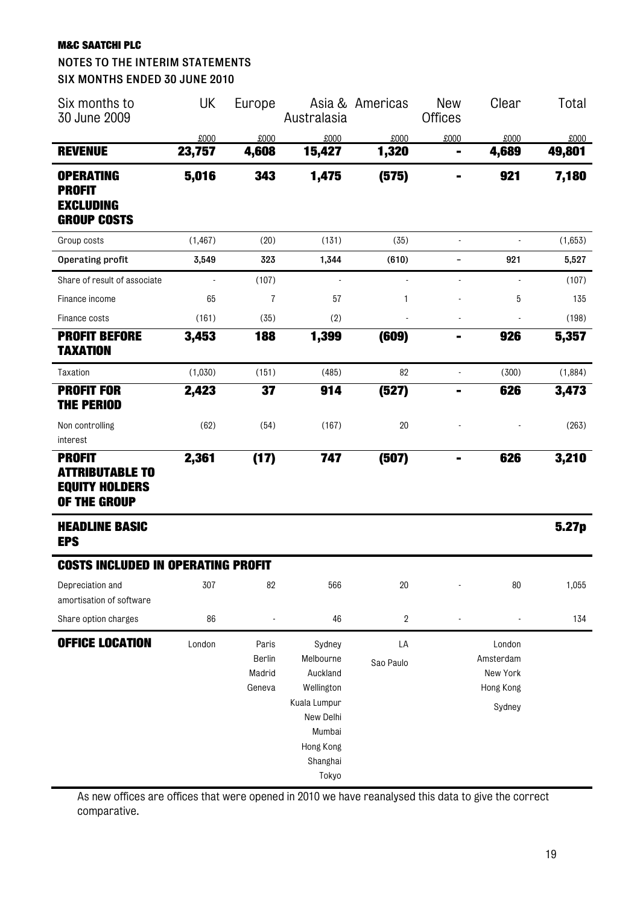**M&C SAATCHI PLC**

**NOTES TO THE INTERIM STATEMENTS**

**SIX MONTHS ENDED 30 JUNE 2010**

| Six months to 30 June 2009 | UK | Europe | Asia & Australasia | Americas | New Offices | Clear | Total |
|---|---|---|---|---|---|---|---|
| | £000 | £000 | £000 | £000 | £000 | £000 | £000 |
| **REVENUE** | **23,757** | **4,608** | **15,427** | **1,320** | **-** | **4,689** | **49,801** |
| **OPERATING PROFIT EXCLUDING GROUP COSTS** | **5,016** | **343** | **1,475** | **(575)** | **-** | **921** | **7,180** |
| Group costs | (1,467) | (20) | (131) | (35) | - | - | (1,653) |
| **Operating profit** | **3,549** | **323** | **1,344** | **(610)** | **-** | **921** | **5,527** |
| Share of result of associate | - | (107) | - | - | - | - | (107) |
| Finance income | 65 | 7 | 57 | 1 | - | 5 | 135 |
| Finance costs | (161) | (35) | (2) | - | - | - | (198) |
| **PROFIT BEFORE TAXATION** | **3,453** | **188** | **1,399** | **(609)** | **-** | **926** | **5,357** |
| Taxation | (1,030) | (151) | (485) | 82 | - | (300) | (1,884) |
| **PROFIT FOR THE PERIOD** | **2,423** | **37** | **914** | **(527)** | **-** | **626** | **3,473** |
| Non controlling interest | (62) | (54) | (167) | 20 | - | - | (263) |
| **PROFIT ATTRIBUTABLE TO EQUITY HOLDERS OF THE GROUP** | **2,361** | **(17)** | **747** | **(507)** | **-** | **626** | **3,210** |
| **HEADLINE BASIC EPS** | | | | | | | **5.27p** |
| **COSTS INCLUDED IN OPERATING PROFIT** | | | | | | | |
| Depreciation and amortisation of software | 307 | 82 | 566 | 20 | - | 80 | 1,055 |
| Share option charges | 86 | - | 46 | 2 | - | - | 134 |
| **OFFICE LOCATION** | London | Paris, Berlin, Madrid, Geneva | Sydney, Melbourne, Auckland, Wellington, Kuala Lumpur, New Delhi, Mumbai, Hong Kong, Shanghai, Tokyo | LA, Sao Paulo | | London, Amsterdam, New York, Hong Kong, Sydney | |

As new offices are offices that were opened in 2010 we have reanalysed this data to give the correct comparative.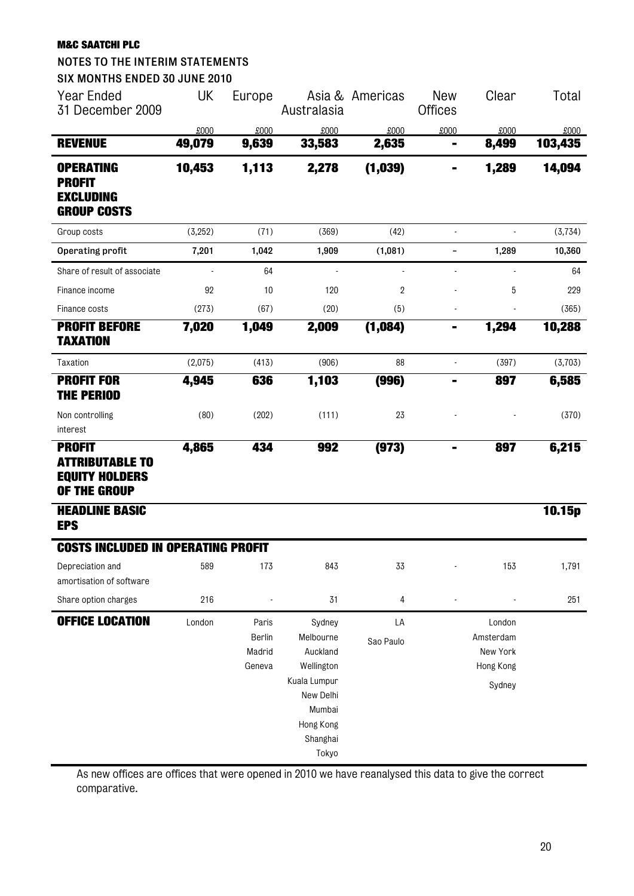**M&C SAATCHI PLC**

**NOTES TO THE INTERIM STATEMENTS**

**SIX MONTHS ENDED 30 JUNE 2010**

| Year Ended 31 December 2009 | UK | Europe | Asia & Australasia | Americas | New Offices | Clear | Total |
|---|---|---|---|---|---|---|---|
| | £000 | £000 | £000 | £000 | £000 | £000 | £000 |
| **REVENUE** | **49,079** | **9,639** | **33,583** | **2,635** | **-** | **8,499** | **103,435** |
| **OPERATING PROFIT EXCLUDING GROUP COSTS** | **10,453** | **1,113** | **2,278** | **(1,039)** | **-** | **1,289** | **14,094** |
| Group costs | (3,252) | (71) | (369) | (42) | - | - | (3,734) |
| **Operating profit** | **7,201** | **1,042** | **1,909** | **(1,081)** | **-** | **1,289** | **10,360** |
| Share of result of associate | - | 64 | - | - | - | - | 64 |
| Finance income | 92 | 10 | 120 | 2 | - | 5 | 229 |
| Finance costs | (273) | (67) | (20) | (5) | - | - | (365) |
| **PROFIT BEFORE TAXATION** | **7,020** | **1,049** | **2,009** | **(1,084)** | **-** | **1,294** | **10,288** |
| Taxation | (2,075) | (413) | (906) | 88 | - | (397) | (3,703) |
| **PROFIT FOR THE PERIOD** | **4,945** | **636** | **1,103** | **(996)** | **-** | **897** | **6,585** |
| Non controlling interest | (80) | (202) | (111) | 23 | - | - | (370) |
| **PROFIT ATTRIBUTABLE TO EQUITY HOLDERS OF THE GROUP** | **4,865** | **434** | **992** | **(973)** | **-** | **897** | **6,215** |
| **HEADLINE BASIC EPS** | | | | | | | **10.15p** |
| **COSTS INCLUDED IN OPERATING PROFIT** | | | | | | | |
| Depreciation and amortisation of software | 589 | 173 | 843 | 33 | - | 153 | 1,791 |
| Share option charges | 216 | - | 31 | 4 | - | - | 251 |
| **OFFICE LOCATION** | London | Paris, Berlin, Madrid, Geneva | Sydney, Melbourne, Auckland, Wellington, Kuala Lumpur, New Delhi, Mumbai, Hong Kong, Shanghai, Tokyo | LA, Sao Paulo | | London, Amsterdam, New York, Hong Kong, Sydney | |

As new offices are offices that were opened in 2010 we have reanalysed this data to give the correct comparative.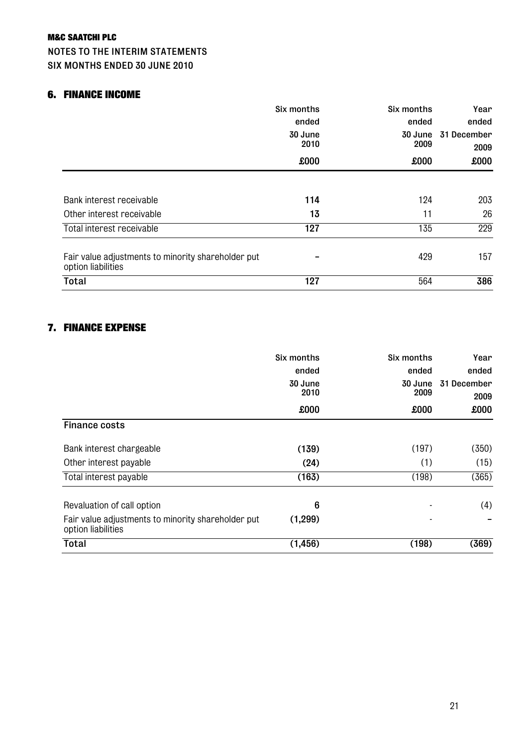**M&C SAATCHI PLC**

NOTES TO THE INTERIM STATEMENTS

SIX MONTHS ENDED 30 JUNE 2010

## 6. FINANCE INCOME

| | Six months ended 30 June 2010 | Six months ended 30 June 2009 | Year ended 31 December 2009 |
|---|---|---|---|
| | £000 | £000 | £000 |
| Bank interest receivable | **114** | 124 | 203 |
| Other interest receivable | **13** | 11 | 26 |
| Total interest receivable | **127** | 135 | 229 |
| Fair value adjustments to minority shareholder put option liabilities | **-** | 429 | 157 |
| **Total** | **127** | 564 | **386** |

## 7. FINANCE EXPENSE

| | Six months ended 30 June 2010 | Six months ended 30 June 2009 | Year ended 31 December 2009 |
|---|---|---|---|
| | £000 | £000 | £000 |
| **Finance costs** | | | |
| Bank interest chargeable | **(139)** | (197) | (350) |
| Other interest payable | **(24)** | (1) | (15) |
| Total interest payable | **(163)** | (198) | (365) |
| Revaluation of call option | **6** | - | (4) |
| Fair value adjustments to minority shareholder put option liabilities | **(1,299)** | - | - |
| **Total** | **(1,456)** | **(198)** | **(369)** |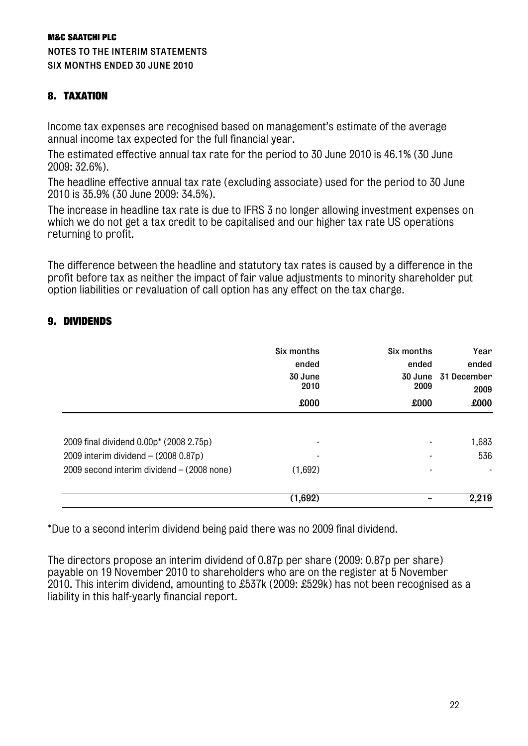**M&C SAATCHI PLC**
**NOTES TO THE INTERIM STATEMENTS**
**SIX MONTHS ENDED 30 JUNE 2010**

## 8. TAXATION

Income tax expenses are recognised based on management's estimate of the average annual income tax expected for the full financial year.

The estimated effective annual tax rate for the period to 30 June 2010 is 46.1% (30 June 2009: 32.6%).

The headline effective annual tax rate (excluding associate) used for the period to 30 June 2010 is 35.9% (30 June 2009: 34.5%).

The increase in headline tax rate is due to IFRS 3 no longer allowing investment expenses on which we do not get a tax credit to be capitalised and our higher tax rate US operations returning to profit.

The difference between the headline and statutory tax rates is caused by a difference in the profit before tax as neither the impact of fair value adjustments to minority shareholder put option liabilities or revaluation of call option has any effect on the tax charge.

## 9. DIVIDENDS

| | Six months ended 30 June 2010 | Six months ended 30 June 2009 | Year ended 31 December 2009 |
|---|---|---|---|
| | £000 | £000 | £000 |
| 2009 final dividend 0.00p* (2008 2.75p) | - | - | 1,683 |
| 2009 interim dividend – (2008 0.87p) | - | - | 536 |
| 2009 second interim dividend – (2008 none) | (1,692) | - | - |
| | **(1,692)** | **–** | **2,219** |

*Due to a second interim dividend being paid there was no 2009 final dividend.

The directors propose an interim dividend of 0.87p per share (2009: 0.87p per share) payable on 19 November 2010 to shareholders who are on the register at 5 November 2010. This interim dividend, amounting to £537k (2009: £529k) has not been recognised as a liability in this half-yearly financial report.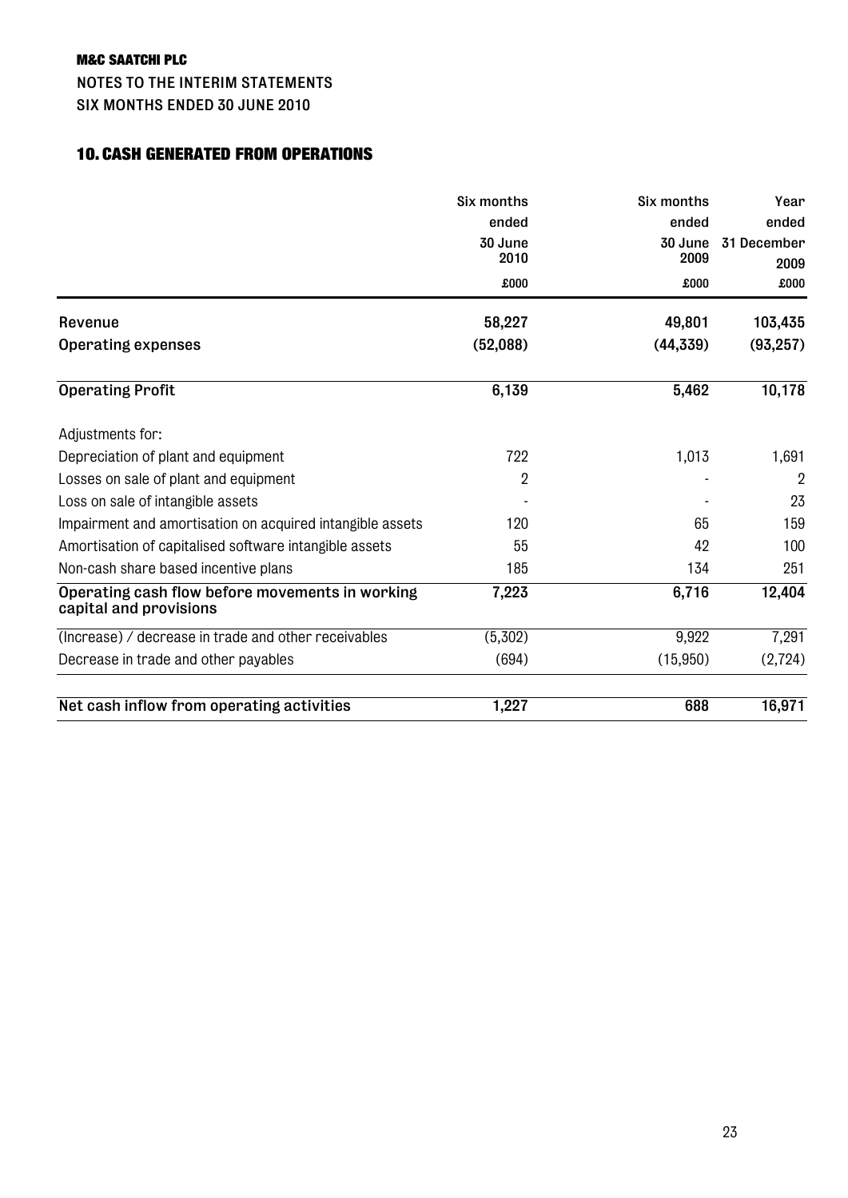M&C SAATCHI PLC

NOTES TO THE INTERIM STATEMENTS

SIX MONTHS ENDED 30 JUNE 2010

## 10. CASH GENERATED FROM OPERATIONS

| | Six months ended 30 June 2010 £000 | Six months ended 30 June 2009 £000 | Year ended 31 December 2009 £000 |
|---|---|---|---|
| **Revenue** | **58,227** | **49,801** | **103,435** |
| **Operating expenses** | **(52,088)** | **(44,339)** | **(93,257)** |
| **Operating Profit** | **6,139** | **5,462** | **10,178** |
| Adjustments for: | | | |
| Depreciation of plant and equipment | 722 | 1,013 | 1,691 |
| Losses on sale of plant and equipment | 2 | - | 2 |
| Loss on sale of intangible assets | - | - | 23 |
| Impairment and amortisation on acquired intangible assets | 120 | 65 | 159 |
| Amortisation of capitalised software intangible assets | 55 | 42 | 100 |
| Non-cash share based incentive plans | 185 | 134 | 251 |
| **Operating cash flow before movements in working capital and provisions** | **7,223** | **6,716** | **12,404** |
| (Increase) / decrease in trade and other receivables | (5,302) | 9,922 | 7,291 |
| Decrease in trade and other payables | (694) | (15,950) | (2,724) |
| **Net cash inflow from operating activities** | **1,227** | **688** | **16,971** |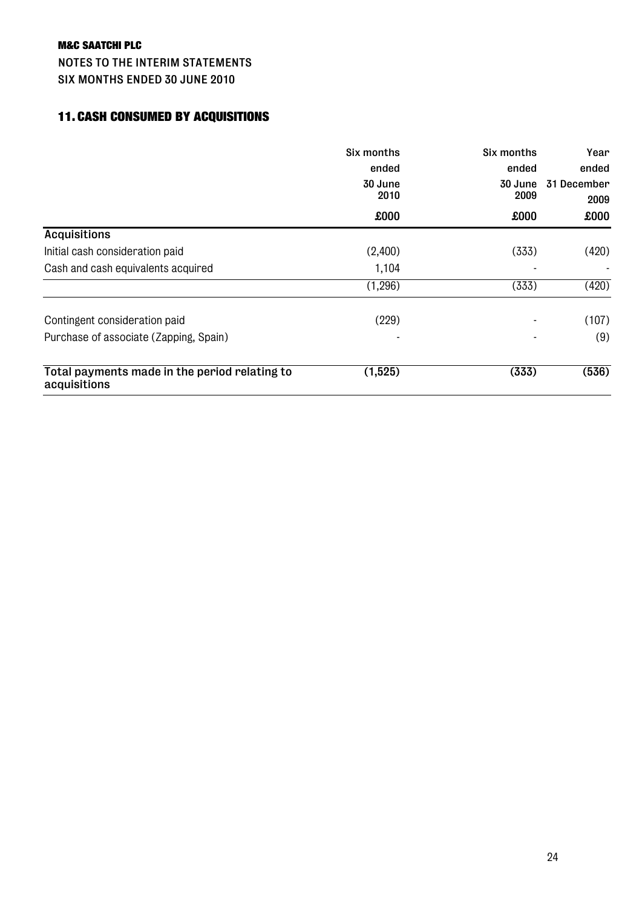**M&C SAATCHI PLC**

NOTES TO THE INTERIM STATEMENTS

SIX MONTHS ENDED 30 JUNE 2010

## 11. CASH CONSUMED BY ACQUISITIONS

| | Six months ended 30 June 2010 | Six months ended 30 June 2009 | Year ended 31 December 2009 |
|---|---|---|---|
| | £000 | £000 | £000 |
| **Acquisitions** | | | |
| Initial cash consideration paid | (2,400) | (333) | (420) |
| Cash and cash equivalents acquired | 1,104 | - | - |
| | (1,296) | (333) | (420) |
| Contingent consideration paid | (229) | - | (107) |
| Purchase of associate (Zapping, Spain) | - | - | (9) |
| **Total payments made in the period relating to acquisitions** | **(1,525)** | **(333)** | **(536)** |